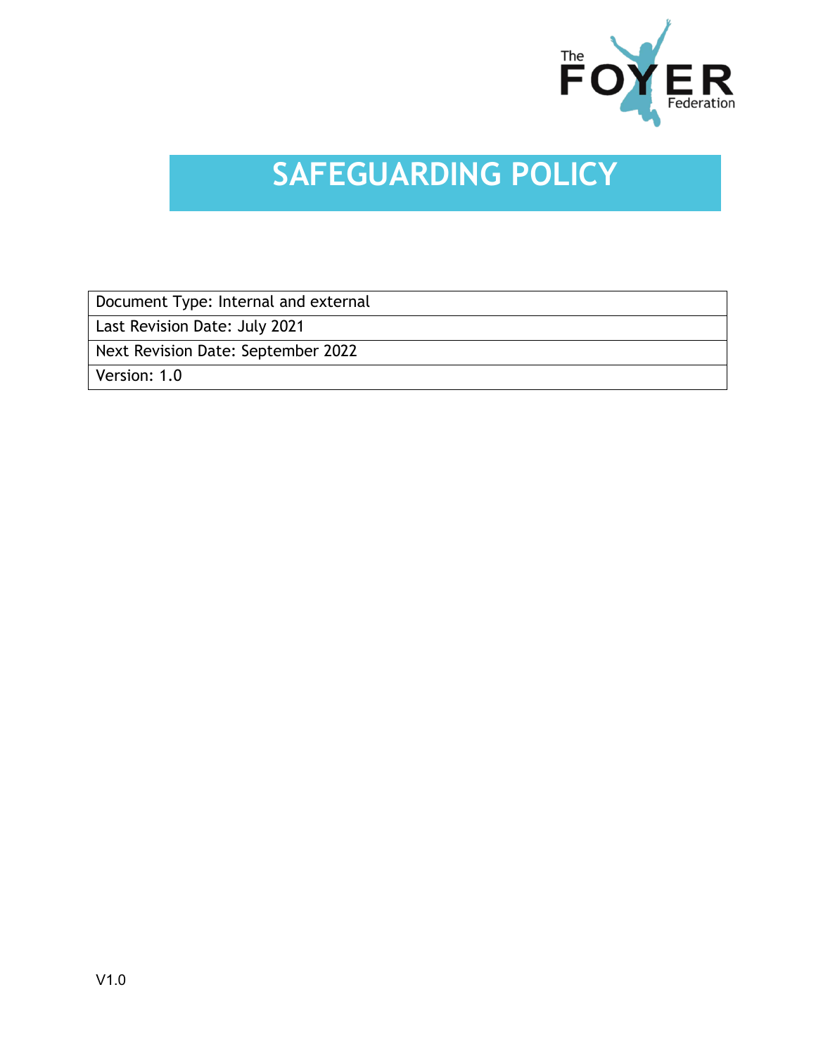The FOYER Federation

# SAFEGUARDING POLICY

| |
|---|
| Document Type: Internal and external |
| Last Revision Date: July 2021 |
| Next Revision Date: September 2022 |
| Version: 1.0 |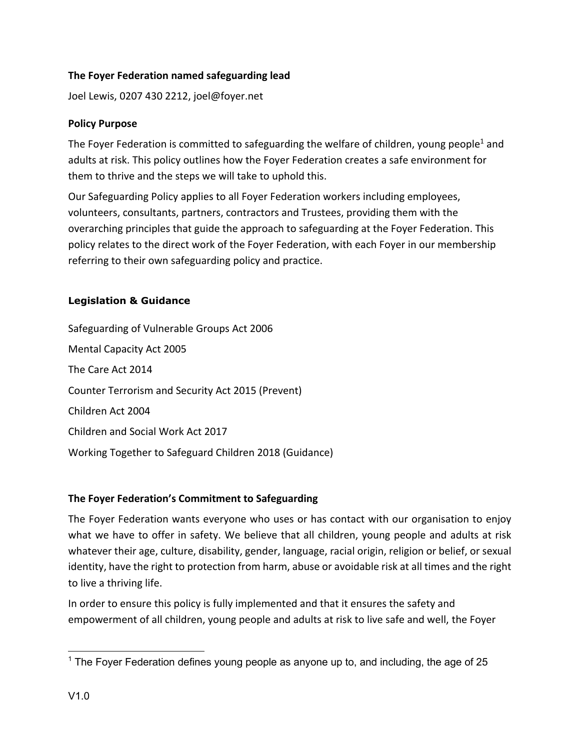**The Foyer Federation named safeguarding lead**

Joel Lewis, 0207 430 2212, joel@foyer.net

**Policy Purpose**

The Foyer Federation is committed to safeguarding the welfare of children, young people[1] and adults at risk. This policy outlines how the Foyer Federation creates a safe environment for them to thrive and the steps we will take to uphold this.

Our Safeguarding Policy applies to all Foyer Federation workers including employees, volunteers, consultants, partners, contractors and Trustees, providing them with the overarching principles that guide the approach to safeguarding at the Foyer Federation. This policy relates to the direct work of the Foyer Federation, with each Foyer in our membership referring to their own safeguarding policy and practice.

**Legislation & Guidance**

Safeguarding of Vulnerable Groups Act 2006

Mental Capacity Act 2005

The Care Act 2014

Counter Terrorism and Security Act 2015 (Prevent)

Children Act 2004

Children and Social Work Act 2017

Working Together to Safeguard Children 2018 (Guidance)

**The Foyer Federation's Commitment to Safeguarding**

The Foyer Federation wants everyone who uses or has contact with our organisation to enjoy what we have to offer in safety. We believe that all children, young people and adults at risk whatever their age, culture, disability, gender, language, racial origin, religion or belief, or sexual identity, have the right to protection from harm, abuse or avoidable risk at all times and the right to live a thriving life.

In order to ensure this policy is fully implemented and that it ensures the safety and empowerment of all children, young people and adults at risk to live safe and well, the Foyer

[1] The Foyer Federation defines young people as anyone up to, and including, the age of 25

V1.0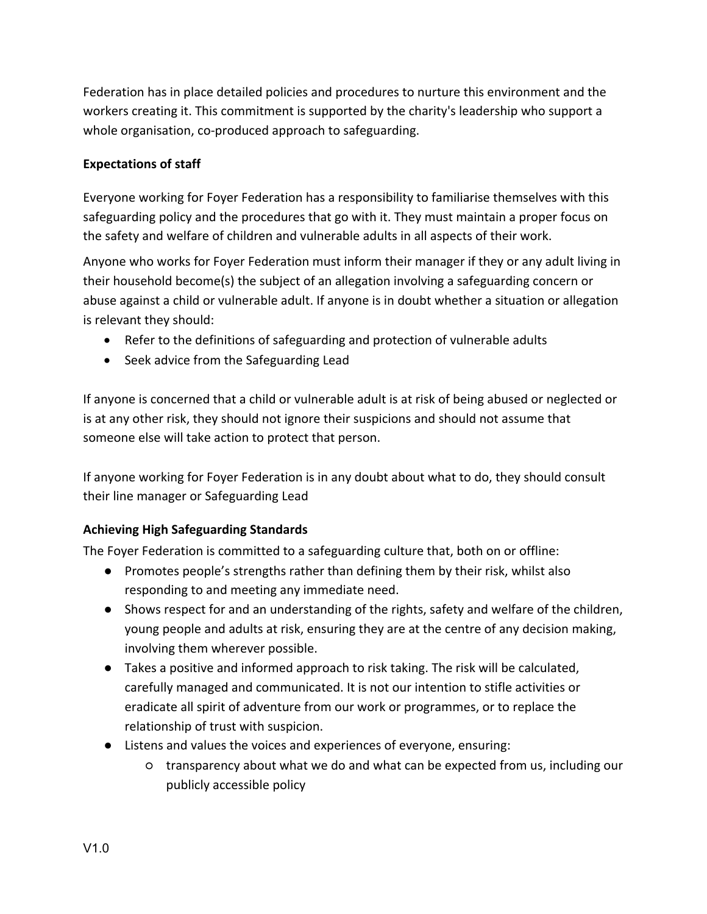Federation has in place detailed policies and procedures to nurture this environment and the workers creating it. This commitment is supported by the charity's leadership who support a whole organisation, co-produced approach to safeguarding.

**Expectations of staff**

Everyone working for Foyer Federation has a responsibility to familiarise themselves with this safeguarding policy and the procedures that go with it. They must maintain a proper focus on the safety and welfare of children and vulnerable adults in all aspects of their work.

Anyone who works for Foyer Federation must inform their manager if they or any adult living in their household become(s) the subject of an allegation involving a safeguarding concern or abuse against a child or vulnerable adult. If anyone is in doubt whether a situation or allegation is relevant they should:

- Refer to the definitions of safeguarding and protection of vulnerable adults
- Seek advice from the Safeguarding Lead

If anyone is concerned that a child or vulnerable adult is at risk of being abused or neglected or is at any other risk, they should not ignore their suspicions and should not assume that someone else will take action to protect that person.

If anyone working for Foyer Federation is in any doubt about what to do, they should consult their line manager or Safeguarding Lead

**Achieving High Safeguarding Standards**

The Foyer Federation is committed to a safeguarding culture that, both on or offline:

- Promotes people's strengths rather than defining them by their risk, whilst also responding to and meeting any immediate need.
- Shows respect for and an understanding of the rights, safety and welfare of the children, young people and adults at risk, ensuring they are at the centre of any decision making, involving them wherever possible.
- Takes a positive and informed approach to risk taking. The risk will be calculated, carefully managed and communicated. It is not our intention to stifle activities or eradicate all spirit of adventure from our work or programmes, or to replace the relationship of trust with suspicion.
- Listens and values the voices and experiences of everyone, ensuring:
  - transparency about what we do and what can be expected from us, including our publicly accessible policy

V1.0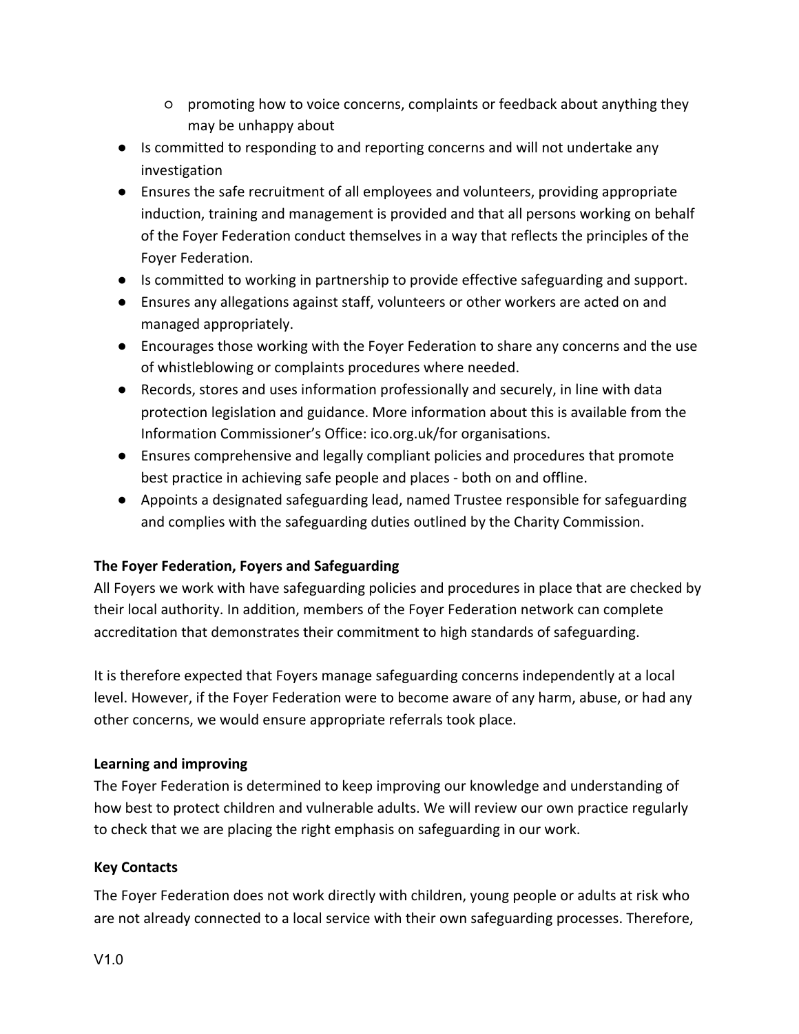- promoting how to voice concerns, complaints or feedback about anything they may be unhappy about
- Is committed to responding to and reporting concerns and will not undertake any investigation
- Ensures the safe recruitment of all employees and volunteers, providing appropriate induction, training and management is provided and that all persons working on behalf of the Foyer Federation conduct themselves in a way that reflects the principles of the Foyer Federation.
- Is committed to working in partnership to provide effective safeguarding and support.
- Ensures any allegations against staff, volunteers or other workers are acted on and managed appropriately.
- Encourages those working with the Foyer Federation to share any concerns and the use of whistleblowing or complaints procedures where needed.
- Records, stores and uses information professionally and securely, in line with data protection legislation and guidance. More information about this is available from the Information Commissioner's Office: ico.org.uk/for organisations.
- Ensures comprehensive and legally compliant policies and procedures that promote best practice in achieving safe people and places - both on and offline.
- Appoints a designated safeguarding lead, named Trustee responsible for safeguarding and complies with the safeguarding duties outlined by the Charity Commission.

**The Foyer Federation, Foyers and Safeguarding**

All Foyers we work with have safeguarding policies and procedures in place that are checked by their local authority. In addition, members of the Foyer Federation network can complete accreditation that demonstrates their commitment to high standards of safeguarding.

It is therefore expected that Foyers manage safeguarding concerns independently at a local level. However, if the Foyer Federation were to become aware of any harm, abuse, or had any other concerns, we would ensure appropriate referrals took place.

**Learning and improving**

The Foyer Federation is determined to keep improving our knowledge and understanding of how best to protect children and vulnerable adults. We will review our own practice regularly to check that we are placing the right emphasis on safeguarding in our work.

**Key Contacts**

The Foyer Federation does not work directly with children, young people or adults at risk who are not already connected to a local service with their own safeguarding processes. Therefore,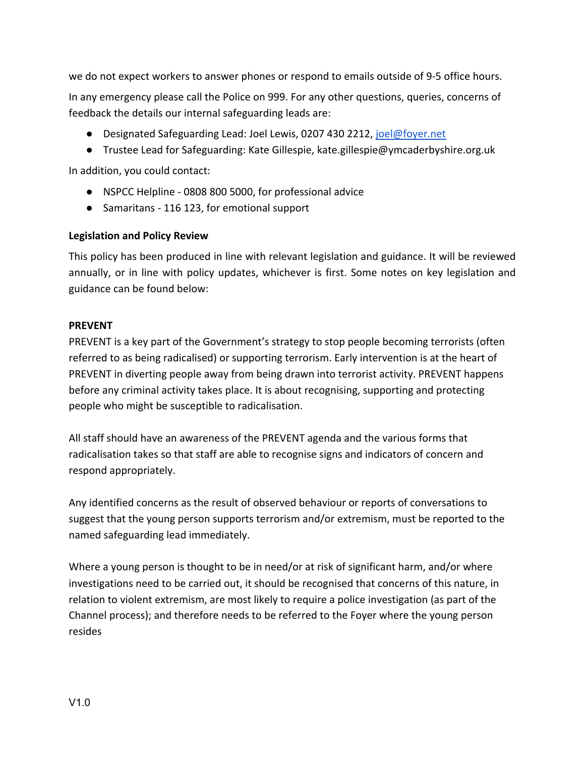we do not expect workers to answer phones or respond to emails outside of 9-5 office hours.

In any emergency please call the Police on 999. For any other questions, queries, concerns of feedback the details our internal safeguarding leads are:

- Designated Safeguarding Lead: Joel Lewis, 0207 430 2212, [joel@foyer.net](mailto:joel@foyer.net)
- Trustee Lead for Safeguarding: Kate Gillespie, kate.gillespie@ymcaderbyshire.org.uk

In addition, you could contact:

- NSPCC Helpline - 0808 800 5000, for professional advice
- Samaritans - 116 123, for emotional support

**Legislation and Policy Review**

This policy has been produced in line with relevant legislation and guidance. It will be reviewed annually, or in line with policy updates, whichever is first. Some notes on key legislation and guidance can be found below:

**PREVENT**

PREVENT is a key part of the Government's strategy to stop people becoming terrorists (often referred to as being radicalised) or supporting terrorism. Early intervention is at the heart of PREVENT in diverting people away from being drawn into terrorist activity. PREVENT happens before any criminal activity takes place. It is about recognising, supporting and protecting people who might be susceptible to radicalisation.

All staff should have an awareness of the PREVENT agenda and the various forms that radicalisation takes so that staff are able to recognise signs and indicators of concern and respond appropriately.

Any identified concerns as the result of observed behaviour or reports of conversations to suggest that the young person supports terrorism and/or extremism, must be reported to the named safeguarding lead immediately.

Where a young person is thought to be in need/or at risk of significant harm, and/or where investigations need to be carried out, it should be recognised that concerns of this nature, in relation to violent extremism, are most likely to require a police investigation (as part of the Channel process); and therefore needs to be referred to the Foyer where the young person resides

V1.0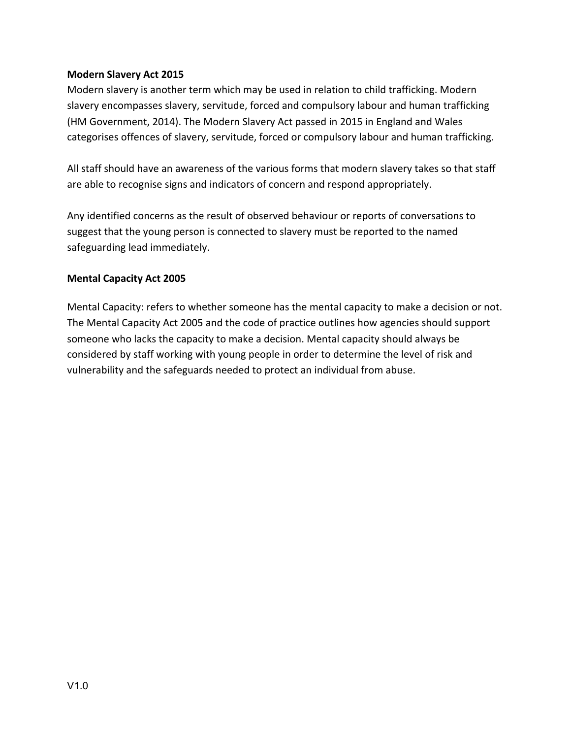**Modern Slavery Act 2015**

Modern slavery is another term which may be used in relation to child trafficking. Modern slavery encompasses slavery, servitude, forced and compulsory labour and human trafficking (HM Government, 2014). The Modern Slavery Act passed in 2015 in England and Wales categorises offences of slavery, servitude, forced or compulsory labour and human trafficking.

All staff should have an awareness of the various forms that modern slavery takes so that staff are able to recognise signs and indicators of concern and respond appropriately.

Any identified concerns as the result of observed behaviour or reports of conversations to suggest that the young person is connected to slavery must be reported to the named safeguarding lead immediately.

**Mental Capacity Act 2005**

Mental Capacity: refers to whether someone has the mental capacity to make a decision or not. The Mental Capacity Act 2005 and the code of practice outlines how agencies should support someone who lacks the capacity to make a decision. Mental capacity should always be considered by staff working with young people in order to determine the level of risk and vulnerability and the safeguards needed to protect an individual from abuse.